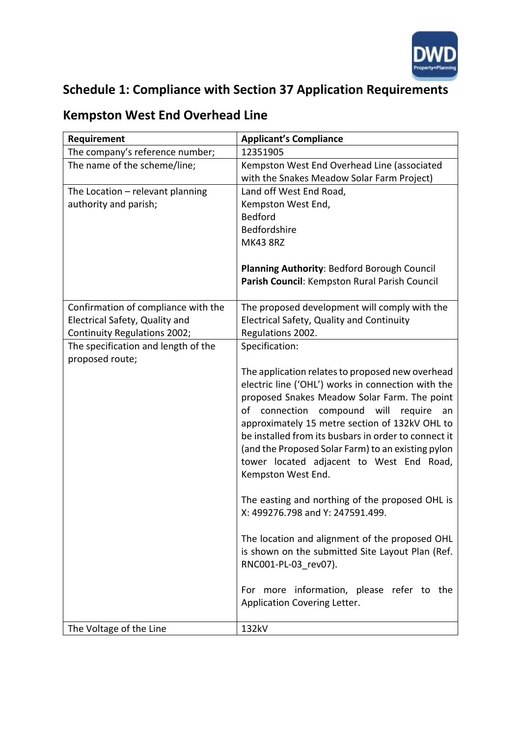## Schedule 1: Compliance with Section 37 Application Requirements

## Kempston West End Overhead Line

| Requirement | Applicant's Compliance |
|---|---|
| The company's reference number; | 12351905 |
| The name of the scheme/line; | Kempston West End Overhead Line (associated with the Snakes Meadow Solar Farm Project) |
| The Location – relevant planning authority and parish; | Land off West End Road,<br>Kempston West End,<br>Bedford<br>Bedfordshire<br>MK43 8RZ<br><br>**Planning Authority**: Bedford Borough Council<br>**Parish Council**: Kempston Rural Parish Council |
| Confirmation of compliance with the Electrical Safety, Quality and Continuity Regulations 2002; | The proposed development will comply with the Electrical Safety, Quality and Continuity Regulations 2002. |
| The specification and length of the proposed route; | Specification:<br><br>The application relates to proposed new overhead electric line ('OHL') works in connection with the proposed Snakes Meadow Solar Farm. The point of connection compound will require an approximately 15 metre section of 132kV OHL to be installed from its busbars in order to connect it (and the Proposed Solar Farm) to an existing pylon tower located adjacent to West End Road, Kempston West End.<br><br>The easting and northing of the proposed OHL is X: 499276.798 and Y: 247591.499.<br><br>The location and alignment of the proposed OHL is shown on the submitted Site Layout Plan (Ref. RNC001-PL-03_rev07).<br><br>For more information, please refer to the Application Covering Letter. |
| The Voltage of the Line | 132kV |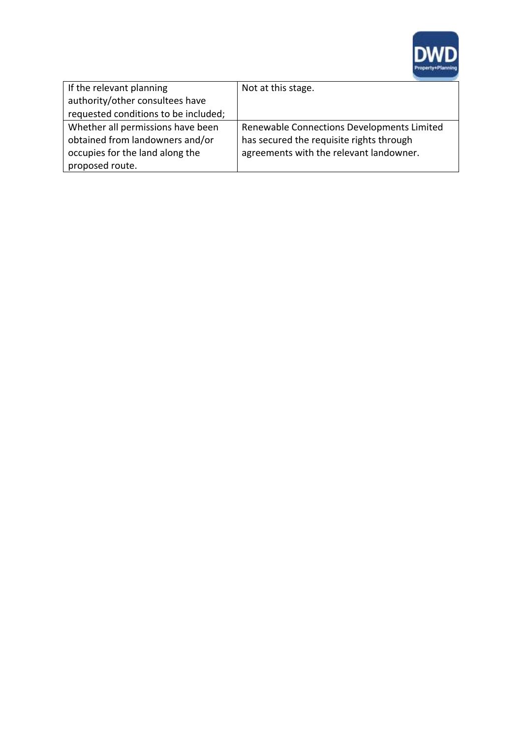| | |
|---|---|
| If the relevant planning authority/other consultees have requested conditions to be included; | Not at this stage. |
| Whether all permissions have been obtained from landowners and/or occupies for the land along the proposed route. | Renewable Connections Developments Limited has secured the requisite rights through agreements with the relevant landowner. |